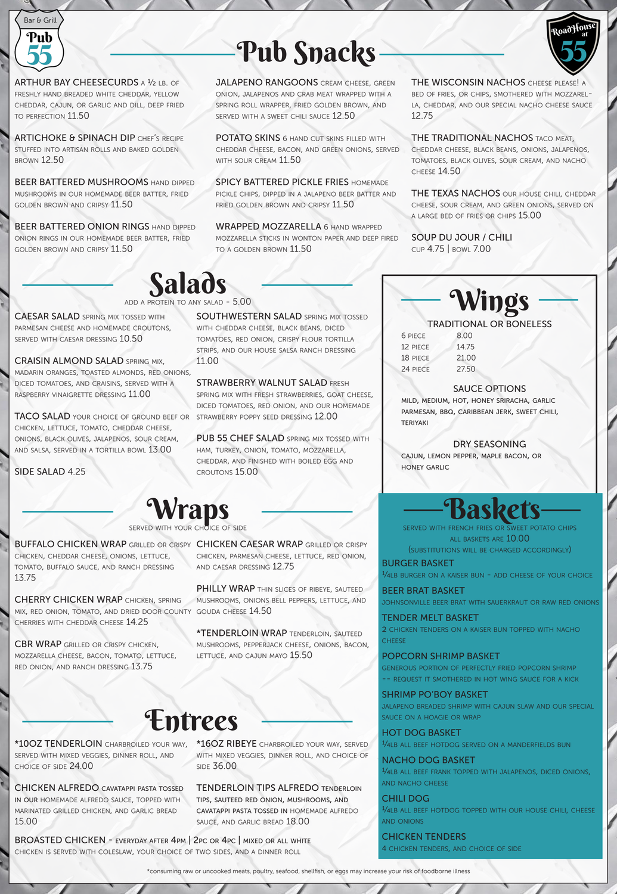Bar & Grill
Pub 55

RoadHouse at 55

# Pub Snacks

**ARTHUR BAY CHEESECURDS** a ½ lb. of freshly hand breaded white cheddar, yellow cheddar, cajun, or garlic and dill, deep fried to perfection 11.50

**ARTICHOKE & SPINACH DIP** chef's recipe stuffed into artisan rolls and baked golden brown 12.50

**BEER BATTERED MUSHROOMS** hand dipped mushrooms in our homemade beer batter, fried golden brown and cripsy 11.50

**BEER BATTERED ONION RINGS** hand dipped onion rings in our homemade beer batter, fried golden brown and cripsy 11.50

**JALAPENO RANGOONS** cream cheese, green onion, jalapenos and crab meat wrapped with a spring roll wrapper, fried golden brown, and served with a sweet chili sauce 12.50

**POTATO SKINS** 6 hand cut skins filled with cheddar cheese, bacon, and green onions, served with sour cream 11.50

**SPICY BATTERED PICKLE FRIES** homemade pickle chips, dipped in a jalapeno beer batter and fried golden brown and cripsy 11.50

**WRAPPED MOZZARELLA** 6 hand wrapped mozzarella sticks in wonton paper and deep fried to a golden brown 11.50

**THE WISCONSIN NACHOS** cheese please! a bed of fries, or chips, smothered with mozzarella, cheddar, and our special nacho cheese sauce 12.75

**THE TRADITIONAL NACHOS** taco meat, cheddar cheese, black beans, onions, jalapenos, tomatoes, black olives, sour cream, and nacho cheese 14.50

**THE TEXAS NACHOS** our house chili, cheddar cheese, sour cream, and green onions, served on a large bed of fries or chips 15.00

**SOUP DU JOUR / CHILI** cup 4.75 | bowl 7.00

# Salads

Add a protein to any salad - 5.00

**CAESAR SALAD** spring mix tossed with parmesan cheese and homemade croutons, served with caesar dressing 10.50

**CRAISIN ALMOND SALAD** spring mix, madarin oranges, toasted almonds, red onions, diced tomatoes, and craisins, served with a raspberry vinaigrette dressing 11.00

**TACO SALAD** your choice of ground beef or chicken, lettuce, tomato, cheddar cheese, onions, black olives, jalapenos, sour cream, and salsa, served in a tortilla bowl 13.00

**SIDE SALAD** 4.25

**SOUTHWESTERN SALAD** spring mix tossed with cheddar cheese, black beans, diced tomatoes, red onion, crispy flour tortilla strips, and our house salsa ranch dressing 11.00

**STRAWBERRY WALNUT SALAD** fresh spring mix with fresh strawberries, goat cheese, diced tomatoes, red onion, and our homemade strawberry poppy seed dressing 12.00

**PUB 55 CHEF SALAD** spring mix tossed with ham, turkey, onion, tomato, mozzarella, cheddar, and finished with boiled egg and croutons 15.00

# Wings

### Traditional or Boneless

| | |
|---|---|
| 6 piece | 8.00 |
| 12 piece | 14.75 |
| 18 piece | 21.00 |
| 24 piece | 27.50 |

### Sauce Options

Mild, Medium, Hot, Honey Sriracha, Garlic Parmesan, BBQ, Caribbean Jerk, Sweet Chili, Teriyaki

### Dry Seasoning

Cajun, Lemon Pepper, Maple Bacon, or Honey Garlic

# Wraps

Served with your choice of side

**BUFFALO CHICKEN WRAP** grilled or crispy chicken, cheddar cheese, onions, lettuce, tomato, buffalo sauce, and ranch dressing 13.75

**CHERRY CHICKEN WRAP** chicken, spring mix, red onion, tomato, and dried door county cherries with cheddar cheese 14.25

**CBR WRAP** grilled or crispy chicken, mozzarella cheese, bacon, tomato, lettuce, red onion, and ranch dressing 13.75

**CHICKEN CAESAR WRAP** grilled or crispy chicken, parmesan cheese, lettuce, red onion, and caesar dressing 12.75

**PHILLY WRAP** thin slices of ribeye, sauteed mushrooms, onions bell peppers, lettuce, and gouda cheese 14.50

**\*TENDERLOIN WRAP** tenderloin, sauteed mushrooms, pepperjack cheese, onions, bacon, lettuce, and cajun mayo 15.50

# Baskets

Served with french fries or sweet potato chips
All baskets are 10.00
(substitutions will be charged accordingly)

**BURGER BASKET**
¼lb burger on a kaiser bun - add cheese of your choice

**BEER BRAT BASKET**
Johnsonville beer brat with sauerkraut or raw red onions

**TENDER MELT BASKET**
2 chicken tenders on a kaiser bun topped with nacho cheese

**POPCORN SHRIMP BASKET**
generous portion of perfectly fried popcorn shrimp -- request it smothered in hot wing sauce for a kick

**SHRIMP PO'BOY BASKET**
jalapeno breaded shrimp with cajun slaw and our special sauce on a hoagie or wrap

**HOT DOG BASKET**
¼lb all beef hotdog served on a Manderfields bun

**NACHO DOG BASKET**
¼lb all beef frank topped with jalapenos, diced onions, and nacho cheese

**CHILI DOG**
¼lb all beef hotdog topped with our house chili, cheese and onions

**CHICKEN TENDERS**
4 chicken tenders, and choice of side

# Entrees

**\*10OZ TENDERLOIN** charbroiled your way, served with mixed veggies, dinner roll, and choice of side 24.00

**CHICKEN ALFREDO** cavatappi pasta tossed in our homemade alfredo sauce, topped with marinated grilled chicken, and garlic bread 15.00

**\*16OZ RIBEYE** charbroiled your way, served with mixed veggies, dinner roll, and choice of side 36.00

**TENDERLOIN TIPS ALFREDO** tenderloin tips, sauteed red onion, mushrooms, and cavatappi pasta tossed in homemade alfredo sauce, and garlic bread 18.00

**BROASTED CHICKEN** - everyday after 4pm | 2pc or 4pc | mixed or all white
chicken is served with coleslaw, your choice of two sides, and a dinner roll

*consuming raw or uncooked meats, poultry, seafood, shellfish, or eggs may increase your risk of foodborne illness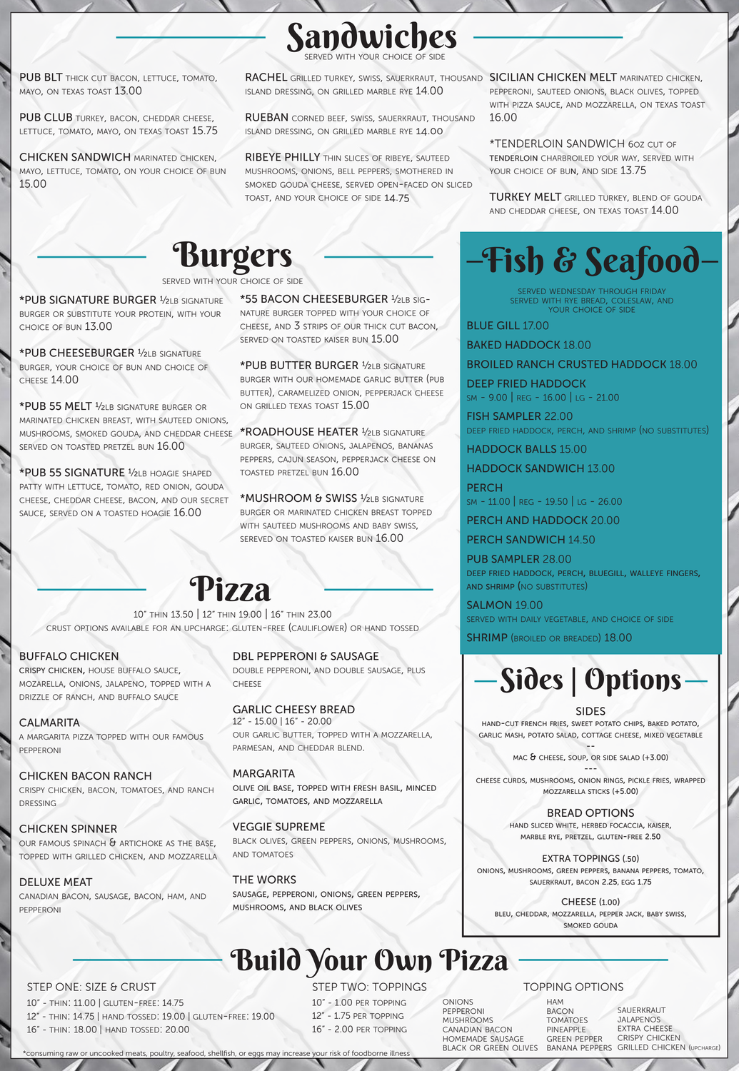# Sandwiches

SERVED WITH YOUR CHOICE OF SIDE

**PUB BLT** THICK CUT BACON, LETTUCE, TOMATO, MAYO, ON TEXAS TOAST 13.00

**PUB CLUB** TURKEY, BACON, CHEDDAR CHEESE, LETTUCE, TOMATO, MAYO, ON TEXAS TOAST 15.75

**CHICKEN SANDWICH** MARINATED CHICKEN, MAYO, LETTUCE, TOMATO, ON YOUR CHOICE OF BUN 15.00

**RACHEL** GRILLED TURKEY, SWISS, SAUERKRAUT, THOUSAND ISLAND DRESSING, ON GRILLED MARBLE RYE 14.00

**RUEBAN** CORNED BEEF, SWISS, SAUERKRAUT, THOUSAND ISLAND DRESSING, ON GRILLED MARBLE RYE 14.00

**RIBEYE PHILLY** THIN SLICES OF RIBEYE, SAUTEED MUSHROOMS, ONIONS, BELL PEPPERS, SMOTHERED IN SMOKED GOUDA CHEESE, SERVED OPEN-FACED ON SLICED TOAST, AND YOUR CHOICE OF SIDE 14.75

**SICILIAN CHICKEN MELT** MARINATED CHICKEN, PEPPERONI, SAUTEED ONIONS, BLACK OLIVES, TOPPED WITH PIZZA SAUCE, AND MOZZARELLA, ON TEXAS TOAST 16.00

**\*TENDERLOIN SANDWICH** 6OZ CUT OF TENDERLOIN CHARBROILED YOUR WAY, SERVED WITH YOUR CHOICE OF BUN, AND SIDE 13.75

**TURKEY MELT** GRILLED TURKEY, BLEND OF GOUDA AND CHEDDAR CHEESE, ON TEXAS TOAST 14.00

# Burgers

SERVED WITH YOUR CHOICE OF SIDE

**\*PUB SIGNATURE BURGER** ½LB SIGNATURE BURGER OR SUBSTITUTE YOUR PROTEIN, WITH YOUR CHOICE OF BUN 13.00

**\*PUB CHEESEBURGER** ½LB SIGNATURE BURGER, YOUR CHOICE OF BUN AND CHOICE OF CHEESE 14.00

**\*PUB 55 MELT** ½LB SIGNATURE BURGER OR MARINATED CHICKEN BREAST, WITH SAUTEED ONIONS, MUSHROOMS, SMOKED GOUDA, AND CHEDDAR CHEESE SERVED ON TOASTED PRETZEL BUN 16.00

**\*PUB 55 SIGNATURE** ½LB HOAGIE SHAPED PATTY WITH LETTUCE, TOMATO, RED ONION, GOUDA CHEESE, CHEDDAR CHEESE, BACON, AND OUR SECRET SAUCE, SERVED ON A TOASTED HOAGIE 16.00

**\*55 BACON CHEESEBURGER** ½LB SIGNATURE BURGER TOPPED WITH YOUR CHOICE OF CHEESE, AND 3 STRIPS OF OUR THICK CUT BACON, SERVED ON TOASTED KAISER BUN 15.00

**\*PUB BUTTER BURGER** ½LB SIGNATURE BURGER WITH OUR HOMEMADE GARLIC BUTTER (PUB BUTTER), CARAMELIZED ONION, PEPPERJACK CHEESE ON GRILLED TEXAS TOAST 15.00

**\*ROADHOUSE HEATER** ½LB SIGNATURE BURGER, SAUTEED ONIONS, JALAPENOS, BANANAS PEPPERS, CAJUN SEASON, PEPPERJACK CHEESE ON TOASTED PRETZEL BUN 16.00

**\*MUSHROOM & SWISS** ½LB SIGNATURE BURGER OR MARINATED CHICKEN BREAST TOPPED WITH SAUTEED MUSHROOMS AND BABY SWISS, SEREVED ON TOASTED KAISER BUN 16.00

# Fish & Seafood

SERVED WEDNESDAY THROUGH FRIDAY
SERVED WITH RYE BREAD, COLESLAW, AND YOUR CHOICE OF SIDE

**BLUE GILL** 17.00

**BAKED HADDOCK** 18.00

**BROILED RANCH CRUSTED HADDOCK** 18.00

**DEEP FRIED HADDOCK**
SM - 9.00 | REG - 16.00 | LG - 21.00

**FISH SAMPLER** 22.00
DEEP FRIED HADDOCK, PERCH, AND SHRIMP (NO SUBSTITUTES)

**HADDOCK BALLS** 15.00

**HADDOCK SANDWICH** 13.00

**PERCH**
SM - 11.00 | REG - 19.50 | LG - 26.00

**PERCH AND HADDOCK** 20.00

**PERCH SANDWICH** 14.50

**PUB SAMPLER** 28.00
DEEP FRIED HADDOCK, PERCH, BLUEGILL, WALLEYE FINGERS, AND SHRIMP (NO SUBSTITUTES)

**SALMON** 19.00
SERVED WITH DAILY VEGETABLE, AND CHOICE OF SIDE

**SHRIMP** (BROILED OR BREADED) 18.00

# Pizza

10" THIN 13.50 | 12" THIN 19.00 | 16" THIN 23.00
CRUST OPTIONS AVAILABLE FOR AN UPCHARGE: GLUTEN-FREE (CAULIFLOWER) OR HAND TOSSED

**BUFFALO CHICKEN**
CRISPY CHICKEN, HOUSE BUFFALO SAUCE, MOZARELLA, ONIONS, JALAPENO, TOPPED WITH A DRIZZLE OF RANCH, AND BUFFALO SAUCE

**CALMARITA**
A MARGARITA PIZZA TOPPED WITH OUR FAMOUS PEPPERONI

**CHICKEN BACON RANCH**
CRISPY CHICKEN, BACON, TOMATOES, AND RANCH DRESSING

**CHICKEN SPINNER**
OUR FAMOUS SPINACH & ARTICHOKE AS THE BASE, TOPPED WITH GRILLED CHICKEN, AND MOZZARELLA

**DELUXE MEAT**
CANADIAN BACON, SAUSAGE, BACON, HAM, AND PEPPERONI

**DBL PEPPERONI & SAUSAGE**
DOUBLE PEPPERONI, AND DOUBLE SAUSAGE, PLUS CHEESE

**GARLIC CHEESY BREAD**
12" - 15.00 | 16" - 20.00
OUR GARLIC BUTTER, TOPPED WITH A MOZZARELLA, PARMESAN, AND CHEDDAR BLEND.

**MARGARITA**
OLIVE OIL BASE, TOPPED WITH FRESH BASIL, MINCED GARLIC, TOMATOES, AND MOZZARELLA

**VEGGIE SUPREME**
BLACK OLIVES, GREEN PEPPERS, ONIONS, MUSHROOMS, AND TOMATOES

**THE WORKS**
SAUSAGE, PEPPERONI, ONIONS, GREEN PEPPERS, MUSHROOMS, AND BLACK OLIVES

# Sides | Options

**SIDES**
HAND-CUT FRENCH FRIES, SWEET POTATO CHIPS, BAKED POTATO, GARLIC MASH, POTATO SALAD, COTTAGE CHEESE, MIXED VEGETABLE

--

MAC & CHEESE, SOUP, OR SIDE SALAD (+3.00)

---

CHEESE CURDS, MUSHROOMS, ONION RINGS, PICKLE FRIES, WRAPPED MOZZARELLA STICKS (+5.00)

**BREAD OPTIONS**
HAND SLICED WHITE, HERBED FOCACCIA, KAISER, MARBLE RYE, PRETZEL, GLUTEN-FREE 2.50

**EXTRA TOPPINGS (.50)**
ONIONS, MUSHROOMS, GREEN PEPPERS, BANANA PEPPERS, TOMATO, SAUERKRAUT, BACON 2.25, EGG 1.75

**CHEESE (1.00)**
BLEU, CHEDDAR, MOZZARELLA, PEPPER JACK, BABY SWISS, SMOKED GOUDA

# Build Your Own Pizza

**STEP ONE: SIZE & CRUST**
10" - THIN: 11.00 | GLUTEN-FREE: 14.75
12" - THIN: 14.75 | HAND TOSSED: 19.00 | GLUTEN-FREE: 19.00
16" - THIN: 18.00 | HAND TOSSED: 20.00

**STEP TWO: TOPPINGS**
10" - 1.00 PER TOPPING
12" - 1.75 PER TOPPING
16" - 2.00 PER TOPPING

**TOPPING OPTIONS**
ONIONS, PEPPERONI, MUSHROOMS, CANADIAN BACON, HOMEMADE SAUSAGE, BLACK OR GREEN OLIVES, HAM, BACON, TOMATOES, PINEAPPLE, GREEN PEPPER, BANANA PEPPERS, SAUERKRAUT, JALAPENOS, EXTRA CHEESE, CRISPY CHICKEN, GRILLED CHICKEN (UPCHARGE)

\*consuming raw or uncooked meats, poultry, seafood, shellfish, or eggs may increase your risk of foodborne illness